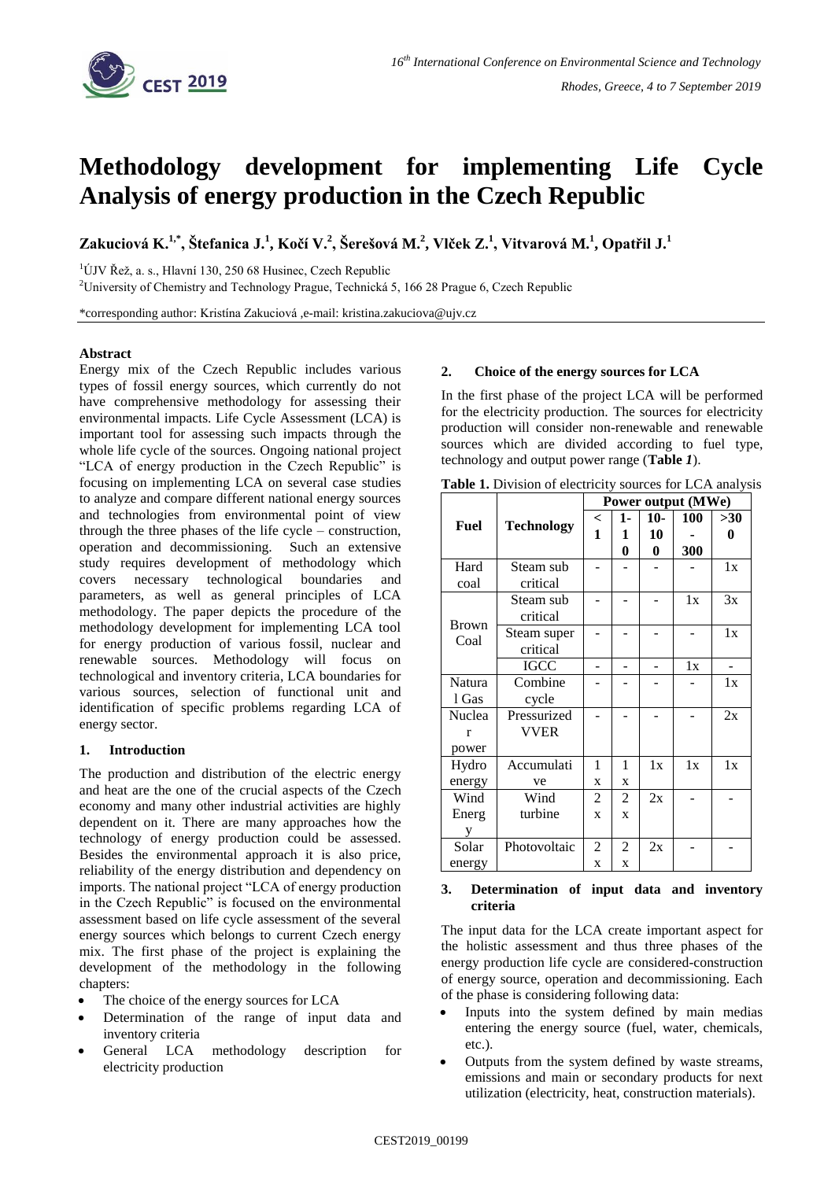# Methodology development for implementing Life Cycle Analysis of energy production in the Czech Republic

**Zakuciová K.[1,*], Štefanica J.[1], Kočí V.[2], Šerešová M.[2], Vlček Z.[1], Vitvarová M.[1], Opatřil J.[1]**

[1]ÚJV Řež, a. s., Hlavní 130, 250 68 Husinec, Czech Republic

[2]University of Chemistry and Technology Prague, Technická 5, 166 28 Prague 6, Czech Republic

*corresponding author: Kristína Zakuciová ,e-mail: kristina.zakuciova@ujv.cz

**Abstract**

Energy mix of the Czech Republic includes various types of fossil energy sources, which currently do not have comprehensive methodology for assessing their environmental impacts. Life Cycle Assessment (LCA) is important tool for assessing such impacts through the whole life cycle of the sources. Ongoing national project "LCA of energy production in the Czech Republic" is focusing on implementing LCA on several case studies to analyze and compare different national energy sources and technologies from environmental point of view through the three phases of the life cycle – construction, operation and decommissioning. Such an extensive study requires development of methodology which covers necessary technological boundaries and parameters, as well as general principles of LCA methodology. The paper depicts the procedure of the methodology development for implementing LCA tool for energy production of various fossil, nuclear and renewable sources. Methodology will focus on technological and inventory criteria, LCA boundaries for various sources, selection of functional unit and identification of specific problems regarding LCA of energy sector.

## 1. Introduction

The production and distribution of the electric energy and heat are the one of the crucial aspects of the Czech economy and many other industrial activities are highly dependent on it. There are many approaches how the technology of energy production could be assessed. Besides the environmental approach it is also price, reliability of the energy distribution and dependency on imports. The national project "LCA of energy production in the Czech Republic" is focused on the environmental assessment based on life cycle assessment of the several energy sources which belongs to current Czech energy mix. The first phase of the project is explaining the development of the methodology in the following chapters:

- The choice of the energy sources for LCA
- Determination of the range of input data and inventory criteria
- General LCA methodology description for electricity production

## 2. Choice of the energy sources for LCA

In the first phase of the project LCA will be performed for the electricity production. The sources for electricity production will consider non-renewable and renewable sources which are divided according to fuel type, technology and output power range (**Table *1***).

**Table 1.** Division of electricity sources for LCA analysis

| Fuel | Technology | Power output (MWe) | | | | |
|---|---|---|---|---|---|---|
| | | < 1 | 1-10 | 10-100 | 100-300 | >300 |
| Hard coal | Steam sub critical | - | - | - | - | 1x |
| Brown Coal | Steam sub critical | - | - | - | 1x | 3x |
| | Steam super critical | - | - | - | - | 1x |
| | IGCC | - | - | - | 1x | - |
| Natural Gas | Combine cycle | - | - | - | - | 1x |
| Nuclear power | Pressurized VVER | - | - | - | - | 2x |
| Hydro energy | Accumulative | 1x | 1x | 1x | 1x | 1x |
| Wind Energy | Wind turbine | 2x | 2x | 2x | - | - |
| Solar energy | Photovoltaic | 2x | 2x | 2x | - | - |

## 3. Determination of input data and inventory criteria

The input data for the LCA create important aspect for the holistic assessment and thus three phases of the energy production life cycle are considered-construction of energy source, operation and decommissioning. Each of the phase is considering following data:

- Inputs into the system defined by main medias entering the energy source (fuel, water, chemicals, etc.).
- Outputs from the system defined by waste streams, emissions and main or secondary products for next utilization (electricity, heat, construction materials).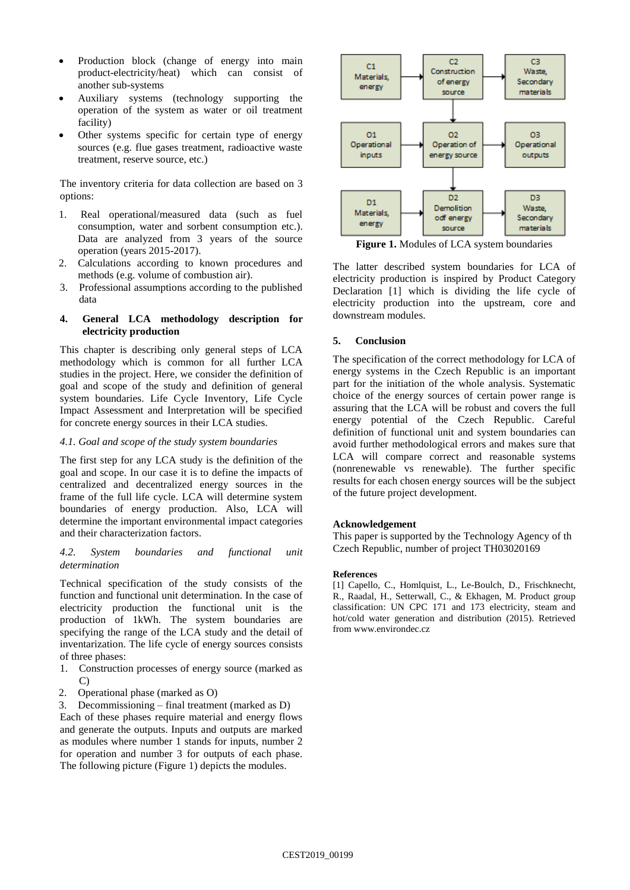- Production block (change of energy into main product-electricity/heat) which can consist of another sub-systems
- Auxiliary systems (technology supporting the operation of the system as water or oil treatment facility)
- Other systems specific for certain type of energy sources (e.g. flue gases treatment, radioactive waste treatment, reserve source, etc.)

The inventory criteria for data collection are based on 3 options:

1. Real operational/measured data (such as fuel consumption, water and sorbent consumption etc.). Data are analyzed from 3 years of the source operation (years 2015-2017).
2. Calculations according to known procedures and methods (e.g. volume of combustion air).
3. Professional assumptions according to the published data

## 4. General LCA methodology description for electricity production

This chapter is describing only general steps of LCA methodology which is common for all further LCA studies in the project. Here, we consider the definition of goal and scope of the study and definition of general system boundaries. Life Cycle Inventory, Life Cycle Impact Assessment and Interpretation will be specified for concrete energy sources in their LCA studies.

### *4.1. Goal and scope of the study system boundaries*

The first step for any LCA study is the definition of the goal and scope. In our case it is to define the impacts of centralized and decentralized energy sources in the frame of the full life cycle. LCA will determine system boundaries of energy production. Also, LCA will determine the important environmental impact categories and their characterization factors.

### *4.2. System boundaries and functional unit determination*

Technical specification of the study consists of the function and functional unit determination. In the case of electricity production the functional unit is the production of 1kWh. The system boundaries are specifying the range of the LCA study and the detail of inventarization. The life cycle of energy sources consists of three phases:

1. Construction processes of energy source (marked as C)
2. Operational phase (marked as O)
3. Decommissioning – final treatment (marked as D)

Each of these phases require material and energy flows and generate the outputs. Inputs and outputs are marked as modules where number 1 stands for inputs, number 2 for operation and number 3 for outputs of each phase. The following picture (Figure 1) depicts the modules.

C1 Materials, energy
C2 Construction of energy source
C3 Waste, Secondary materials
O1 Operational inputs
O2 Operation of energy source
O3 Operational outputs
D1 Materials, energy
D2 Demolition odf energy source
D3 Waste, Secondary materials

**Figure 1.** Modules of LCA system boundaries

The latter described system boundaries for LCA of electricity production is inspired by Product Category Declaration [1] which is dividing the life cycle of electricity production into the upstream, core and downstream modules.

## 5. Conclusion

The specification of the correct methodology for LCA of energy systems in the Czech Republic is an important part for the initiation of the whole analysis. Systematic choice of the energy sources of certain power range is assuring that the LCA will be robust and covers the full energy potential of the Czech Republic. Careful definition of functional unit and system boundaries can avoid further methodological errors and makes sure that LCA will compare correct and reasonable systems (nonrenewable vs renewable). The further specific results for each chosen energy sources will be the subject of the future project development.

**Acknowledgement**

This paper is supported by the Technology Agency of th Czech Republic, number of project TH03020169

**References**

[1] Capello, C., Homlquist, L., Le-Boulch, D., Frischknecht, R., Raadal, H., Setterwall, C., & Ekhagen, M. Product group classification: UN CPC 171 and 173 electricity, steam and hot/cold water generation and distribution (2015). Retrieved from www.environdec.cz